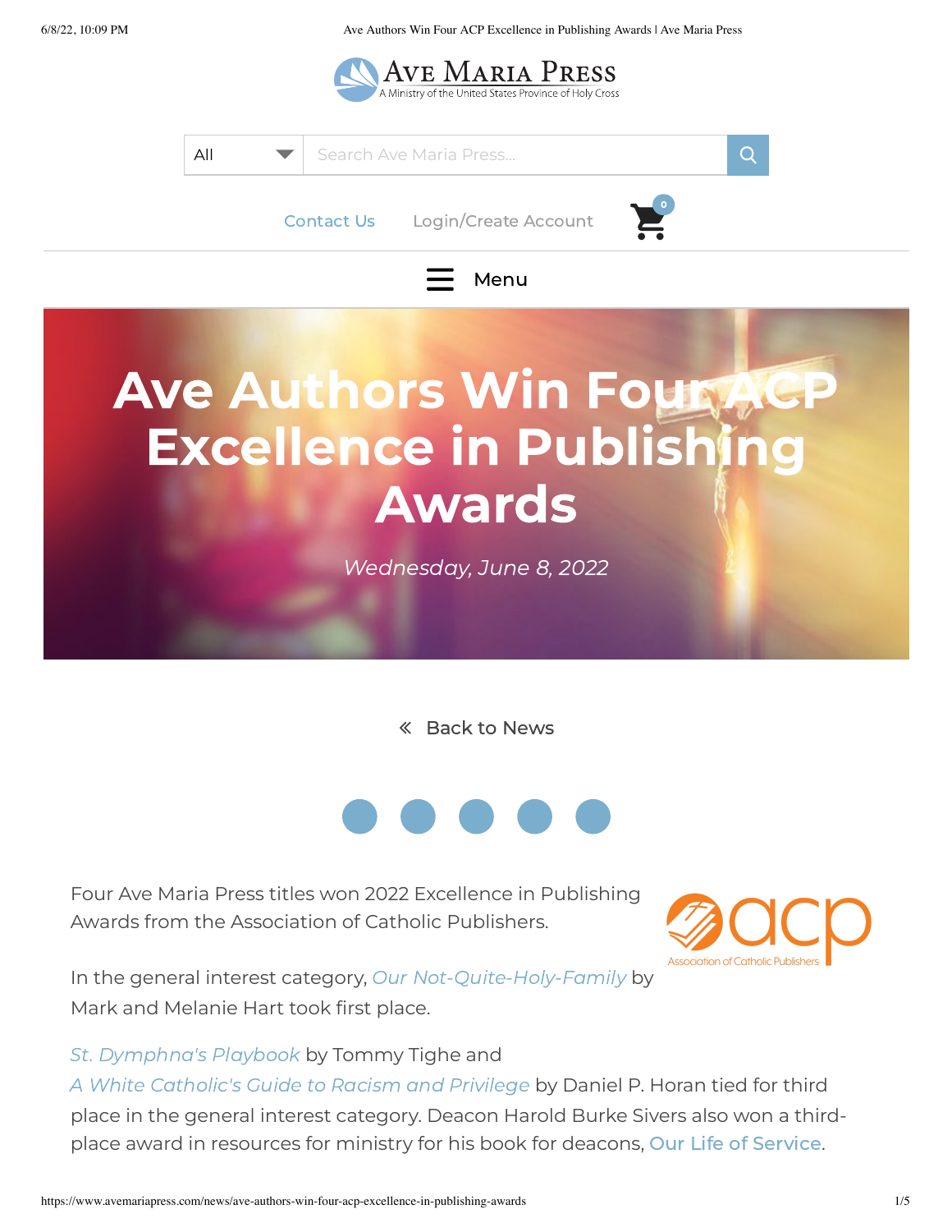# Ave Authors Win Four ACP Excellence in Publishing Awards

*Wednesday, June 8, 2022*

« Back to News

Four Ave Maria Press titles won 2022 Excellence in Publishing Awards from the Association of Catholic Publishers.

In the general interest category, *Our Not-Quite-Holy-Family* by Mark and Melanie Hart took first place.

*St. Dymphna's Playbook* by Tommy Tighe and *A White Catholic's Guide to Racism and Privilege* by Daniel P. Horan tied for third place in the general interest category. Deacon Harold Burke Sivers also won a third-place award in resources for ministry for his book for deacons, Our Life of Service.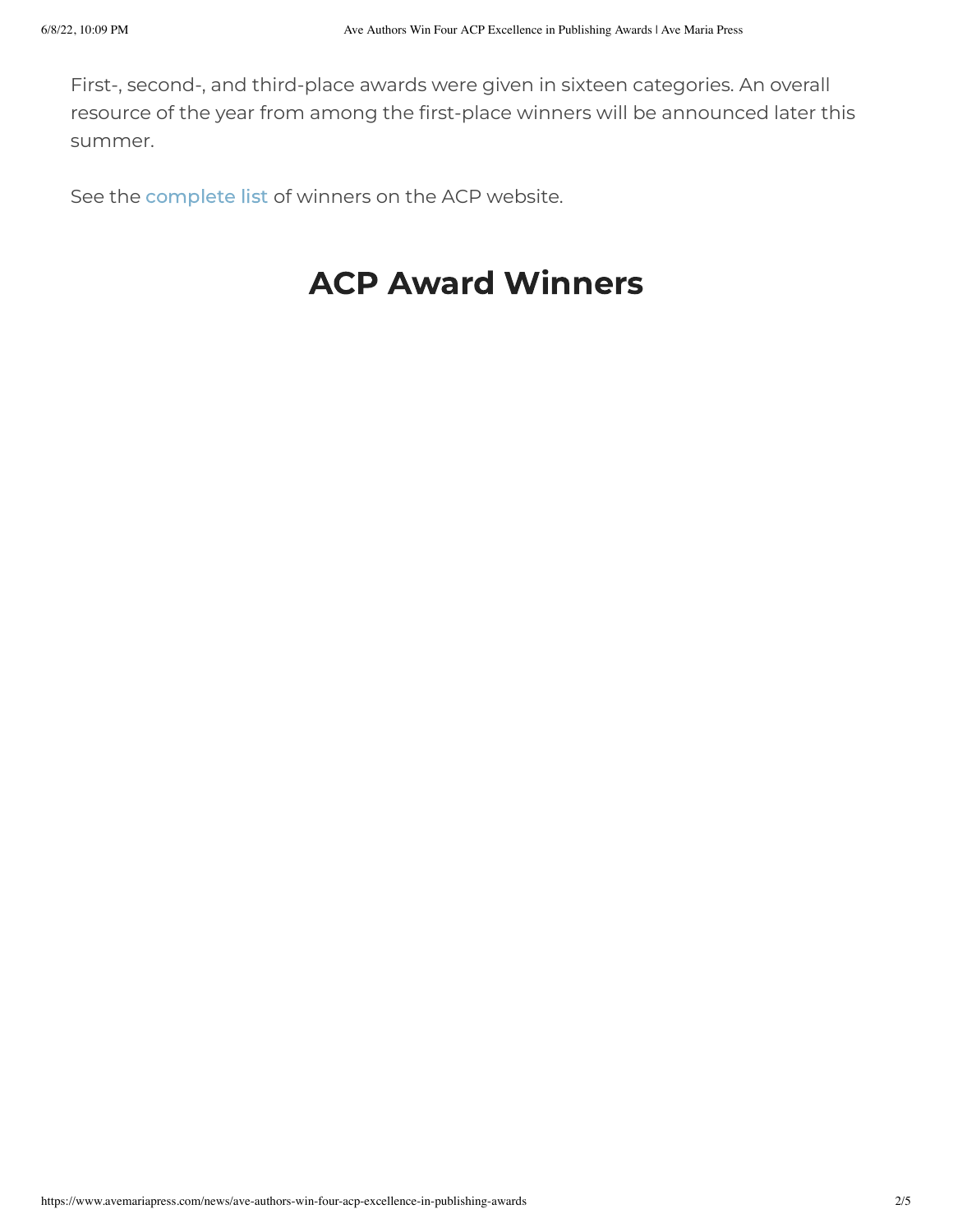First-, second-, and third-place awards were given in sixteen categories. An overall resource of the year from among the first-place winners will be announced later this summer.

See the complete list of winners on the ACP website.

## ACP Award Winners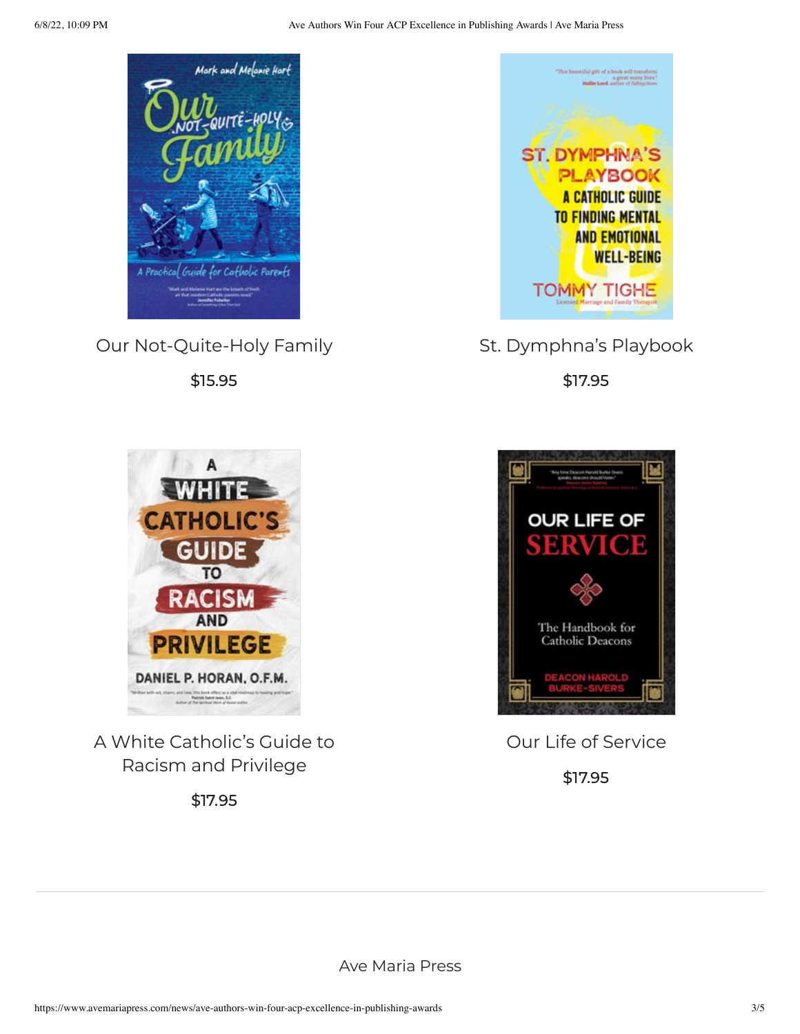Our Not-Quite-Holy Family

$15.95

St. Dymphna's Playbook

$17.95

A White Catholic's Guide to Racism and Privilege

$17.95

Our Life of Service

$17.95

Ave Maria Press